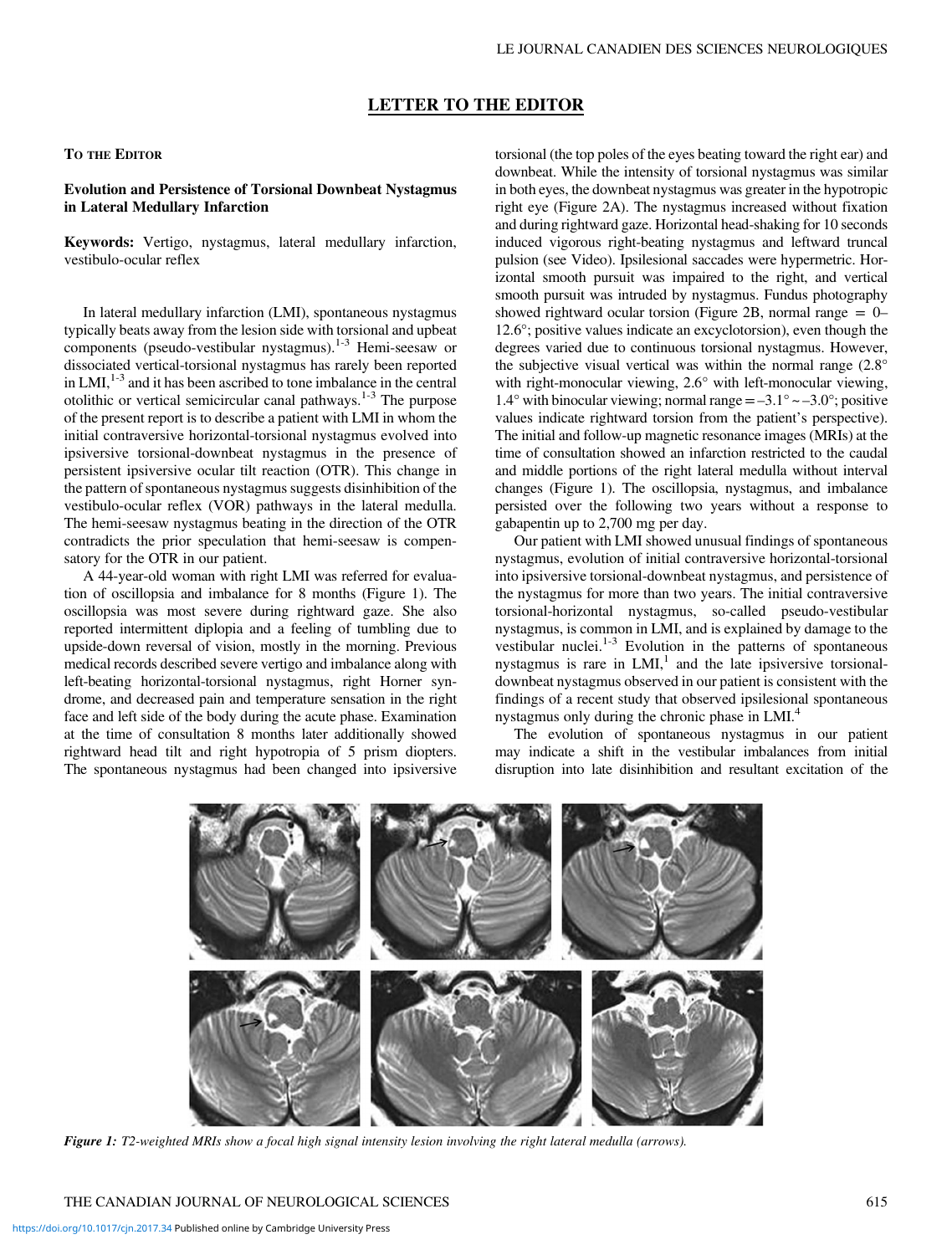## LETTER TO THE EDITOR

**To the Editor**

### Evolution and Persistence of Torsional Downbeat Nystagmus in Lateral Medullary Infarction

**Keywords:** Vertigo, nystagmus, lateral medullary infarction, vestibulo-ocular reflex

In lateral medullary infarction (LMI), spontaneous nystagmus typically beats away from the lesion side with torsional and upbeat components (pseudo-vestibular nystagmus).[1-3] Hemi-seesaw or dissociated vertical-torsional nystagmus has rarely been reported in LMI,[1-3] and it has been ascribed to tone imbalance in the central otolithic or vertical semicircular canal pathways.[1-3] The purpose of the present report is to describe a patient with LMI in whom the initial contraversive horizontal-torsional nystagmus evolved into ipsiversive torsional-downbeat nystagmus in the presence of persistent ipsiversive ocular tilt reaction (OTR). This change in the pattern of spontaneous nystagmus suggests disinhibition of the vestibulo-ocular reflex (VOR) pathways in the lateral medulla. The hemi-seesaw nystagmus beating in the direction of the OTR contradicts the prior speculation that hemi-seesaw is compensatory for the OTR in our patient.

A 44-year-old woman with right LMI was referred for evaluation of oscillopsia and imbalance for 8 months (Figure 1). The oscillopsia was most severe during rightward gaze. She also reported intermittent diplopia and a feeling of tumbling due to upside-down reversal of vision, mostly in the morning. Previous medical records described severe vertigo and imbalance along with left-beating horizontal-torsional nystagmus, right Horner syndrome, and decreased pain and temperature sensation in the right face and left side of the body during the acute phase. Examination at the time of consultation 8 months later additionally showed rightward head tilt and right hypotropia of 5 prism diopters. The spontaneous nystagmus had been changed into ipsiversive torsional (the top poles of the eyes beating toward the right ear) and downbeat. While the intensity of torsional nystagmus was similar in both eyes, the downbeat nystagmus was greater in the hypotropic right eye (Figure 2A). The nystagmus increased without fixation and during rightward gaze. Horizontal head-shaking for 10 seconds induced vigorous right-beating nystagmus and leftward truncal pulsion (see Video). Ipsilesional saccades were hypermetric. Horizontal smooth pursuit was impaired to the right, and vertical smooth pursuit was intruded by nystagmus. Fundus photography showed rightward ocular torsion (Figure 2B, normal range = 0–12.6°; positive values indicate an excyclotorsion), even though the degrees varied due to continuous torsional nystagmus. However, the subjective visual vertical was within the normal range (2.8° with right-monocular viewing, 2.6° with left-monocular viewing, 1.4° with binocular viewing; normal range = –3.1° ~ –3.0°; positive values indicate rightward torsion from the patient's perspective). The initial and follow-up magnetic resonance images (MRIs) at the time of consultation showed an infarction restricted to the caudal and middle portions of the right lateral medulla without interval changes (Figure 1). The oscillopsia, nystagmus, and imbalance persisted over the following two years without a response to gabapentin up to 2,700 mg per day.

Our patient with LMI showed unusual findings of spontaneous nystagmus, evolution of initial contraversive horizontal-torsional into ipsiversive torsional-downbeat nystagmus, and persistence of the nystagmus for more than two years. The initial contraversive torsional-horizontal nystagmus, so-called pseudo-vestibular nystagmus, is common in LMI, and is explained by damage to the vestibular nuclei.[1-3] Evolution in the patterns of spontaneous nystagmus is rare in LMI,[1] and the late ipsiversive torsional-downbeat nystagmus observed in our patient is consistent with the findings of a recent study that observed ipsilesional spontaneous nystagmus only during the chronic phase in LMI.[4]

The evolution of spontaneous nystagmus in our patient may indicate a shift in the vestibular imbalances from initial disruption into late disinhibition and resultant excitation of the

*Figure 1: T2-weighted MRIs show a focal high signal intensity lesion involving the right lateral medulla (arrows).*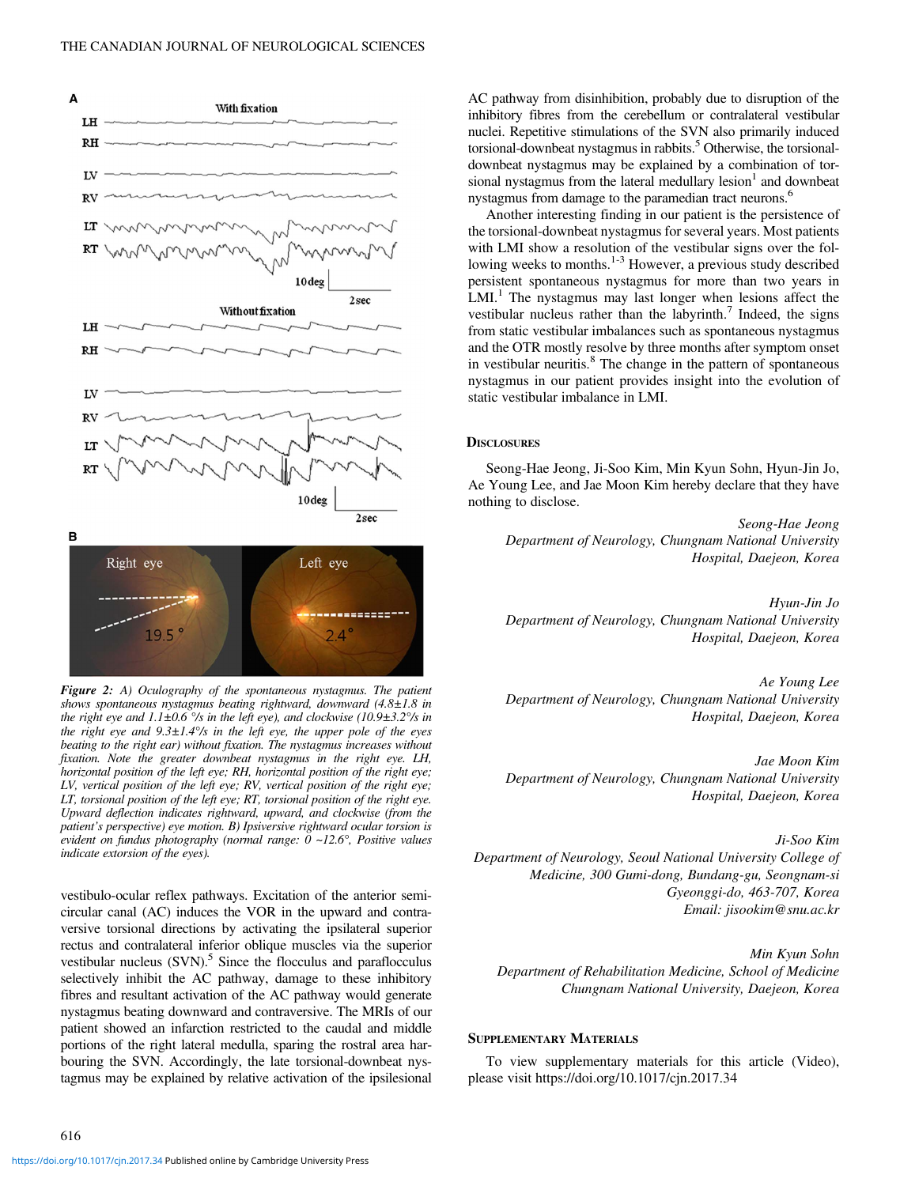*Figure 2: A) Oculography of the spontaneous nystagmus. The patient shows spontaneous nystagmus beating rightward, downward (4.8±1.8 in the right eye and 1.1±0.6 °/s in the left eye), and clockwise (10.9±3.2°/s in the right eye and 9.3±1.4°/s in the left eye, the upper pole of the eyes beating to the right ear) without fixation. The nystagmus increases without fixation. Note the greater downbeat nystagmus in the right eye. LH, horizontal position of the left eye; RH, horizontal position of the right eye; LV, vertical position of the left eye; RV, vertical position of the right eye; LT, torsional position of the left eye; RT, torsional position of the right eye. Upward deflection indicates rightward, upward, and clockwise (from the patient's perspective) eye motion. B) Ipsiversive rightward ocular torsion is evident on fundus photography (normal range: 0 ~12.6°, Positive values indicate extorsion of the eyes).*

vestibulo-ocular reflex pathways. Excitation of the anterior semicircular canal (AC) induces the VOR in the upward and contraversive torsional directions by activating the ipsilateral superior rectus and contralateral inferior oblique muscles via the superior vestibular nucleus (SVN).[5] Since the flocculus and paraflocculus selectively inhibit the AC pathway, damage to these inhibitory fibres and resultant activation of the AC pathway would generate nystagmus beating downward and contraversive. The MRIs of our patient showed an infarction restricted to the caudal and middle portions of the right lateral medulla, sparing the rostral area harbouring the SVN. Accordingly, the late torsional-downbeat nystagmus may be explained by relative activation of the ipsilesional AC pathway from disinhibition, probably due to disruption of the inhibitory fibres from the cerebellum or contralateral vestibular nuclei. Repetitive stimulations of the SVN also primarily induced torsional-downbeat nystagmus in rabbits.[5] Otherwise, the torsional-downbeat nystagmus may be explained by a combination of torsional nystagmus from the lateral medullary lesion[1] and downbeat nystagmus from damage to the paramedian tract neurons.[6]

Another interesting finding in our patient is the persistence of the torsional-downbeat nystagmus for several years. Most patients with LMI show a resolution of the vestibular signs over the following weeks to months.[1-3] However, a previous study described persistent spontaneous nystagmus for more than two years in LMI.[1] The nystagmus may last longer when lesions affect the vestibular nucleus rather than the labyrinth.[7] Indeed, the signs from static vestibular imbalances such as spontaneous nystagmus and the OTR mostly resolve by three months after symptom onset in vestibular neuritis.[8] The change in the pattern of spontaneous nystagmus in our patient provides insight into the evolution of static vestibular imbalance in LMI.

## Disclosures

Seong-Hae Jeong, Ji-Soo Kim, Min Kyun Sohn, Hyun-Jin Jo, Ae Young Lee, and Jae Moon Kim hereby declare that they have nothing to disclose.

*Seong-Hae Jeong*
*Department of Neurology, Chungnam National University Hospital, Daejeon, Korea*

*Hyun-Jin Jo*
*Department of Neurology, Chungnam National University Hospital, Daejeon, Korea*

*Ae Young Lee*
*Department of Neurology, Chungnam National University Hospital, Daejeon, Korea*

*Jae Moon Kim*
*Department of Neurology, Chungnam National University Hospital, Daejeon, Korea*

*Ji-Soo Kim*
*Department of Neurology, Seoul National University College of Medicine, 300 Gumi-dong, Bundang-gu, Seongnam-si Gyeonggi-do, 463-707, Korea*
*Email: jisookim@snu.ac.kr*

*Min Kyun Sohn*
*Department of Rehabilitation Medicine, School of Medicine Chungnam National University, Daejeon, Korea*

## Supplementary Materials

To view supplementary materials for this article (Video), please visit https://doi.org/10.1017/cjn.2017.34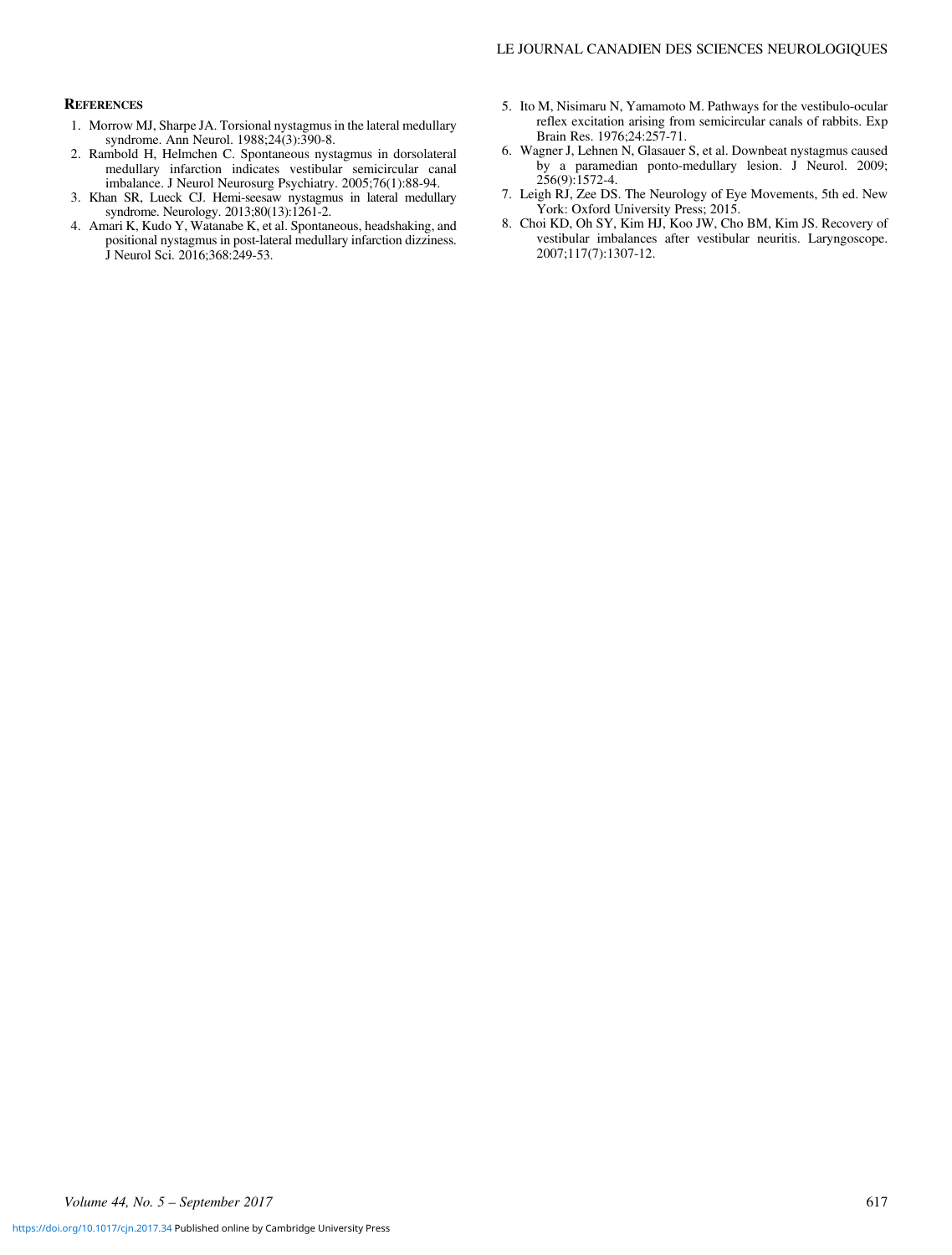## References

1. Morrow MJ, Sharpe JA. Torsional nystagmus in the lateral medullary syndrome. Ann Neurol. 1988;24(3):390-8.
2. Rambold H, Helmchen C. Spontaneous nystagmus in dorsolateral medullary infarction indicates vestibular semicircular canal imbalance. J Neurol Neurosurg Psychiatry. 2005;76(1):88-94.
3. Khan SR, Lueck CJ. Hemi-seesaw nystagmus in lateral medullary syndrome. Neurology. 2013;80(13):1261-2.
4. Amari K, Kudo Y, Watanabe K, et al. Spontaneous, headshaking, and positional nystagmus in post-lateral medullary infarction dizziness. J Neurol Sci. 2016;368:249-53.
5. Ito M, Nisimaru N, Yamamoto M. Pathways for the vestibulo-ocular reflex excitation arising from semicircular canals of rabbits. Exp Brain Res. 1976;24:257-71.
6. Wagner J, Lehnen N, Glasauer S, et al. Downbeat nystagmus caused by a paramedian ponto-medullary lesion. J Neurol. 2009; 256(9):1572-4.
7. Leigh RJ, Zee DS. The Neurology of Eye Movements, 5th ed. New York: Oxford University Press; 2015.
8. Choi KD, Oh SY, Kim HJ, Koo JW, Cho BM, Kim JS. Recovery of vestibular imbalances after vestibular neuritis. Laryngoscope. 2007;117(7):1307-12.